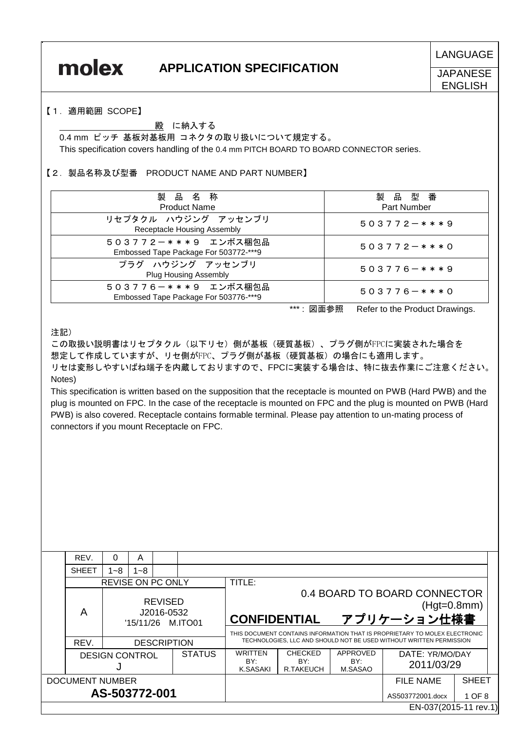# molex APPLICATION SPECIFICATION

LANGUAGE: JAPANESE / ENGLISH

## 【1．適用範囲 SCOPE】

＿＿＿＿＿＿＿＿＿＿殿 に納入する

0.4 mm ピッチ 基板対基板用 コネクタの取り扱いについて規定する。

This specification covers handling of the 0.4 mm PITCH BOARD TO BOARD CONNECTOR series.

## 【2．製品名称及び型番 PRODUCT NAME AND PART NUMBER】

| 製 品 名 称<br>Product Name | 製 品 型 番<br>Part Number |
|---|---|
| リセプタクル ハウジング アッセンブリ<br>Receptacle Housing Assembly | ５０３７７２－＊＊＊９ |
| ５０３７７２－＊＊＊９ エンボス梱包品<br>Embossed Tape Package For 503772-***9 | ５０３７７２－＊＊＊０ |
| プラグ ハウジング アッセンブリ<br>Plug Housing Assembly | ５０３７７６－＊＊＊９ |
| ５０３７７６－＊＊＊９ エンボス梱包品<br>Embossed Tape Package For 503776-***9 | ５０３７７６－＊＊＊０ |

*** : 図面参照 Refer to the Product Drawings.

注記）

この取扱い説明書はリセプタクル（以下リセ）側が基板（硬質基板）、プラグ側がFPCに実装された場合を想定して作成していますが、リセ側がFPC、プラグ側が基板（硬質基板）の場合にも適用します。
リセは変形しやすいばね端子を内蔵しておりますので、FPCに実装する場合は、特に抜去作業にご注意ください。

Notes)

This specification is written based on the supposition that the receptacle is mounted on PWB (Hard PWB) and the plug is mounted on FPC. In the case of the receptacle is mounted on FPC and the plug is mounted on PWB (Hard PWB) is also covered. Receptacle contains formable terminal. Please pay attention to un-mating process of connectors if you mount Receptacle on FPC.

| REV. | 0 | A |
|---|---|---|
| SHEET | 1~8 | 1~8 |

| REVISE ON PC ONLY | |
|---|---|
| A | REVISED J2016-0532 '15/11/26 M.ITO01 |
| REV. | DESCRIPTION |

TITLE: 0.4 BOARD TO BOARD CONNECTOR (Hgt=0.8mm)

CONFIDENTIAL アプリケーション仕様書

THIS DOCUMENT CONTAINS INFORMATION THAT IS PROPRIETARY TO MOLEX ELECTRONIC TECHNOLOGIES, LLC AND SHOULD NOT BE USED WITHOUT WRITTEN PERMISSION

| DESIGN CONTROL | STATUS | WRITTEN BY: | CHECKED BY: | APPROVED BY: | DATE: YR/MO/DAY |
|---|---|---|---|---|---|
| J | | K.SASAKI | R.TAKEUCH | M.SASAO | 2011/03/29 |

| DOCUMENT NUMBER | FILE NAME | SHEET |
|---|---|---|
| AS-503772-001 | AS503772001.docx | 1 OF 8 |

EN-037(2015-11 rev.1)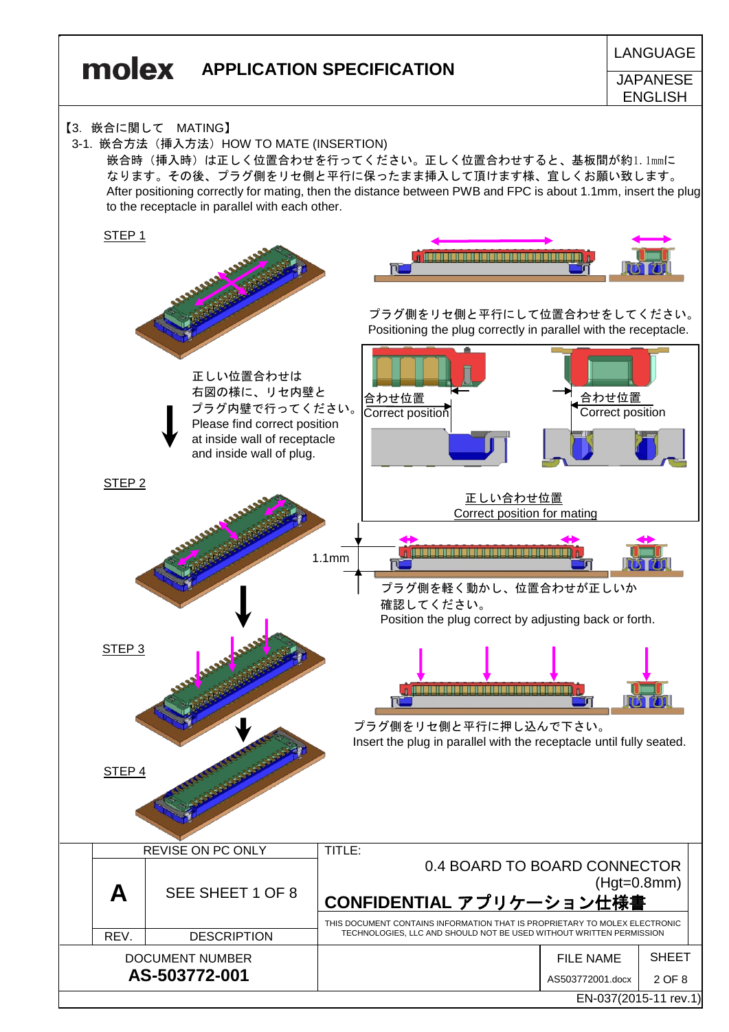【3. 嵌合に関して　MATING】

3-1. 嵌合方法（挿入方法）HOW TO MATE (INSERTION)

嵌合時（挿入時）は正しく位置合わせを行ってください。正しく位置合わせすると、基板間が約1.1mmになります。その後、プラグ側をリセ側と平行に保ったまま挿入して頂けます様、宜しくお願い致します。
After positioning correctly for mating, then the distance between PWB and FPC is about 1.1mm, insert the plug to the receptacle in parallel with each other.

STEP 1

プラグ側をリセ側と平行にして位置合わせをしてください。
Positioning the plug correctly in parallel with the receptacle.

正しい位置合わせは
右図の様に、リセ内壁と
プラグ内壁で行ってください。
Please find correct position
at inside wall of receptacle
and inside wall of plug.

合わせ位置
Correct position

合わせ位置
Correct position

正しい合わせ位置
Correct position for mating

STEP 2

1.1mm

プラグ側を軽く動かし、位置合わせが正しいか
確認してください。
Position the plug correct by adjusting back or forth.

STEP 3

プラグ側をリセ側と平行に押し込んで下さい。
Insert the plug in parallel with the receptacle until fully seated.

STEP 4

| REVISE ON PC ONLY | | TITLE: |
|---|---|---|
| A | SEE SHEET 1 OF 8 | 0.4 BOARD TO BOARD CONNECTOR (Hgt=0.8mm) CONFIDENTIAL アプリケーション仕様書 |
| REV. | DESCRIPTION | THIS DOCUMENT CONTAINS INFORMATION THAT IS PROPRIETARY TO MOLEX ELECTRONIC TECHNOLOGIES, LLC AND SHOULD NOT BE USED WITHOUT WRITTEN PERMISSION |

| DOCUMENT NUMBER | FILE NAME | SHEET |
|---|---|---|
| AS-503772-001 | AS503772001.docx | 2 OF 8 |

EN-037(2015-11 rev.1)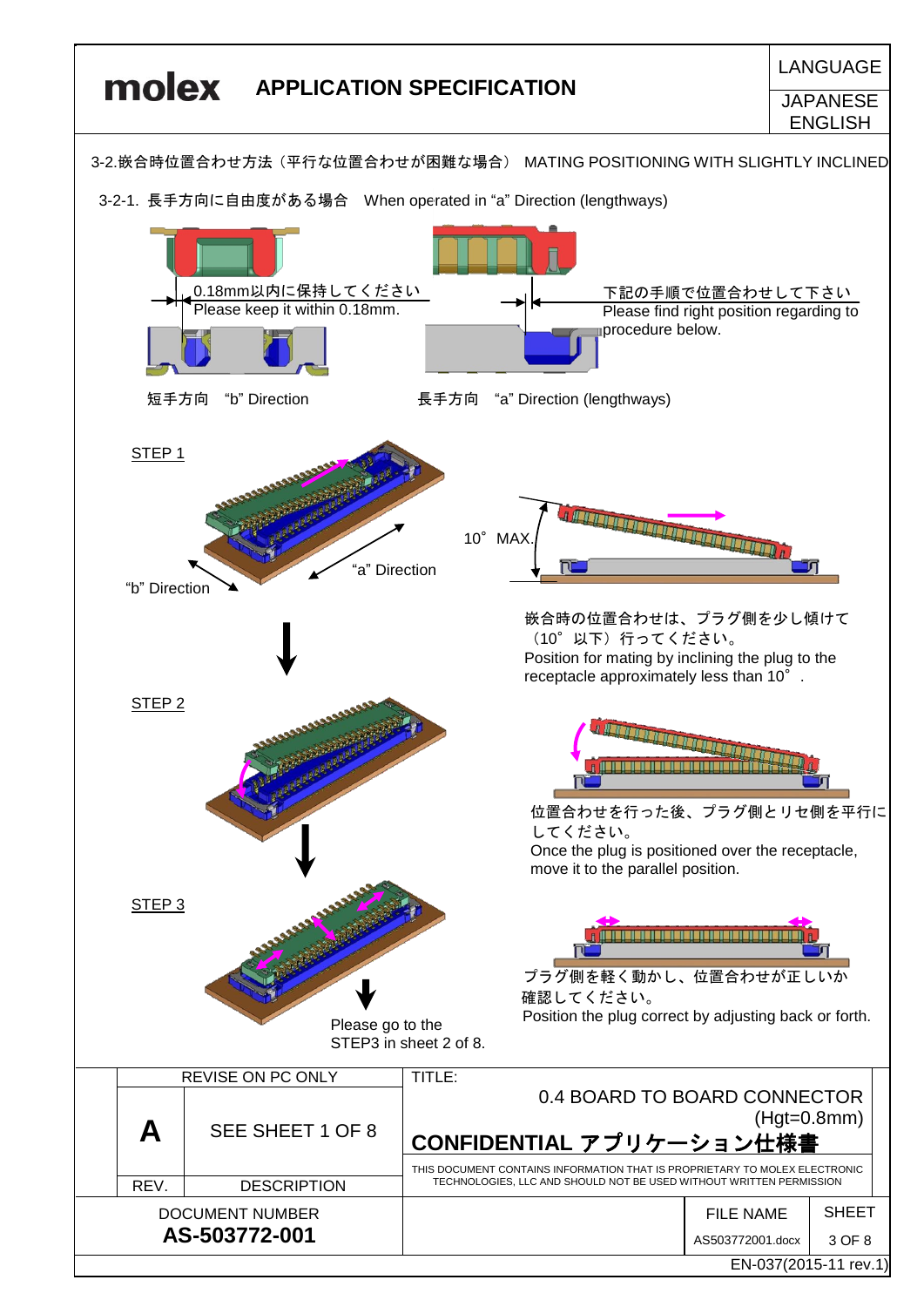## 3-2.嵌合時位置合わせ方法（平行な位置合わせが困難な場合） MATING POSITIONING WITH SLIGHTLY INCLINED

### 3-2-1. 長手方向に自由度がある場合 When operated in "a" Direction (lengthways)

0.18mm以内に保持してください
Please keep it within 0.18mm.

下記の手順で位置合わせして下さい
Please find right position regarding to procedure below.

短手方向 "b" Direction

長手方向 "a" Direction (lengthways)

**STEP 1**

"a" Direction

"b" Direction

10° MAX.

嵌合時の位置合わせは、プラグ側を少し傾けて（10°以下）行ってください。
Position for mating by inclining the plug to the receptacle approximately less than 10°.

**STEP 2**

位置合わせを行った後、プラグ側とリセ側を平行にしてください。
Once the plug is positioned over the receptacle, move it to the parallel position.

**STEP 3**

プラグ側を軽く動かし、位置合わせが正しいか確認してください。
Position the plug correct by adjusting back or forth.

Please go to the STEP3 in sheet 2 of 8.

| REVISE ON PC ONLY | | TITLE: |
|---|---|---|
| A | SEE SHEET 1 OF 8 | 0.4 BOARD TO BOARD CONNECTOR (Hgt=0.8mm) **CONFIDENTIAL アプリケーション仕様書** |
| REV. | DESCRIPTION | THIS DOCUMENT CONTAINS INFORMATION THAT IS PROPRIETARY TO MOLEX ELECTRONIC TECHNOLOGIES, LLC AND SHOULD NOT BE USED WITHOUT WRITTEN PERMISSION |

| DOCUMENT NUMBER | FILE NAME | SHEET |
|---|---|---|
| **AS-503772-001** | AS503772001.docx | 3 OF 8 |

EN-037(2015-11 rev.1)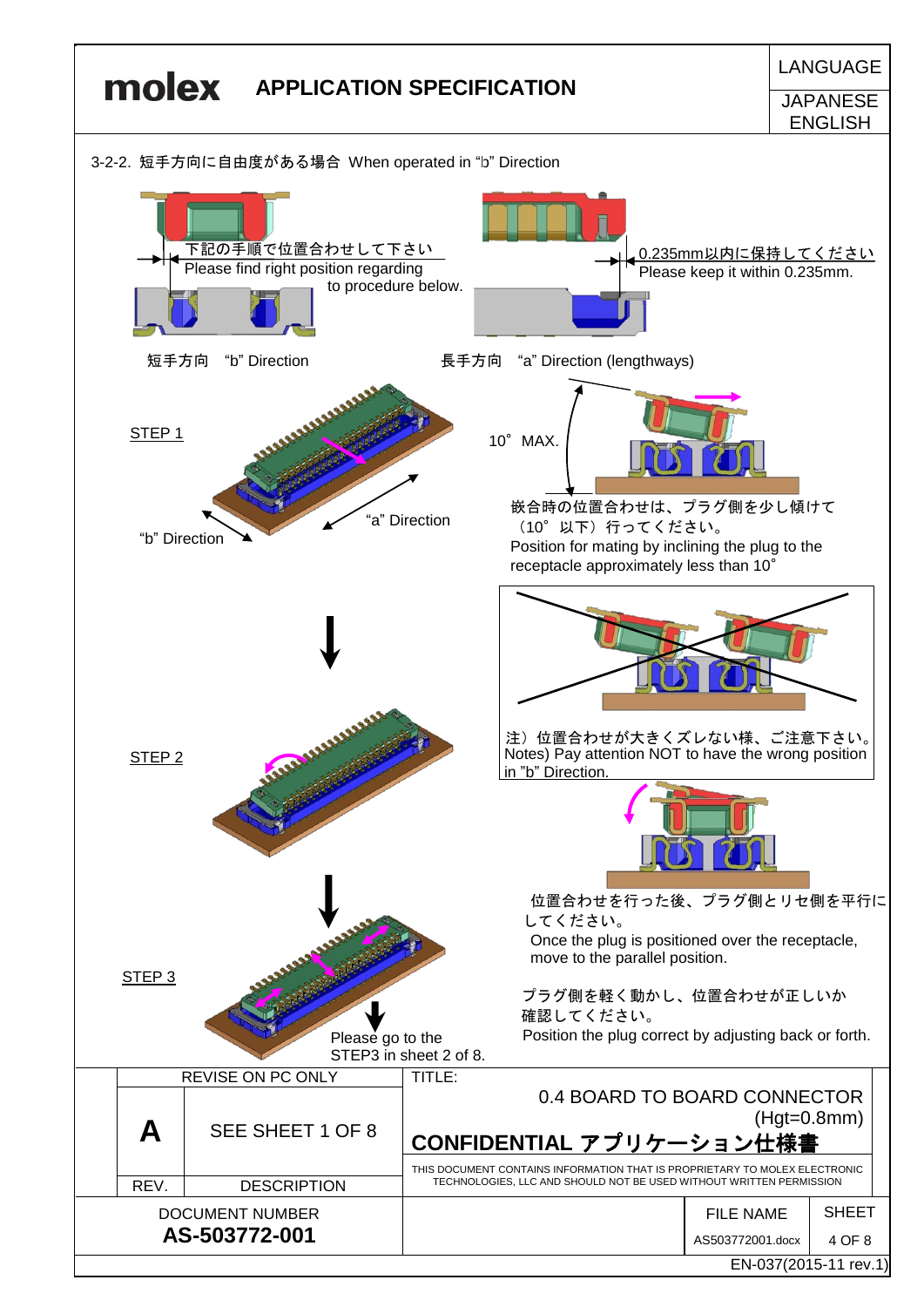3-2-2. 短手方向に自由度がある場合 When operated in “b” Direction

下記の手順で位置合わせして下さい
Please find right position regarding to procedure below.

0.235mm以内に保持してください
Please keep it within 0.235mm.

短手方向 “b” Direction

長手方向 “a” Direction (lengthways)

STEP 1

“a” Direction

“b” Direction

10° MAX.

嵌合時の位置合わせは、プラグ側を少し傾けて（10° 以下）行ってください。
Position for mating by inclining the plug to the receptacle approximately less than 10°

注）位置合わせが大きくズレない様、ご注意下さい。
Notes) Pay attention NOT to have the wrong position in ”b” Direction.

STEP 2

位置合わせを行った後、プラグ側とリセ側を平行にしてください。
Once the plug is positioned over the receptacle, move to the parallel position.

STEP 3

プラグ側を軽く動かし、位置合わせが正しいか確認してください。
Position the plug correct by adjusting back or forth.

Please go to the STEP3 in sheet 2 of 8.

| REVISE ON PC ONLY | | TITLE: 0.4 BOARD TO BOARD CONNECTOR (Hgt=0.8mm) CONFIDENTIAL アプリケーション仕様書 |
|---|---|---|
| A | SEE SHEET 1 OF 8 | THIS DOCUMENT CONTAINS INFORMATION THAT IS PROPRIETARY TO MOLEX ELECTRONIC TECHNOLOGIES, LLC AND SHOULD NOT BE USED WITHOUT WRITTEN PERMISSION |
| REV. | DESCRIPTION | |

| DOCUMENT NUMBER | FILE NAME | SHEET |
|---|---|---|
| **AS-503772-001** | AS503772001.docx | 4 OF 8 |

EN-037(2015-11 rev.1)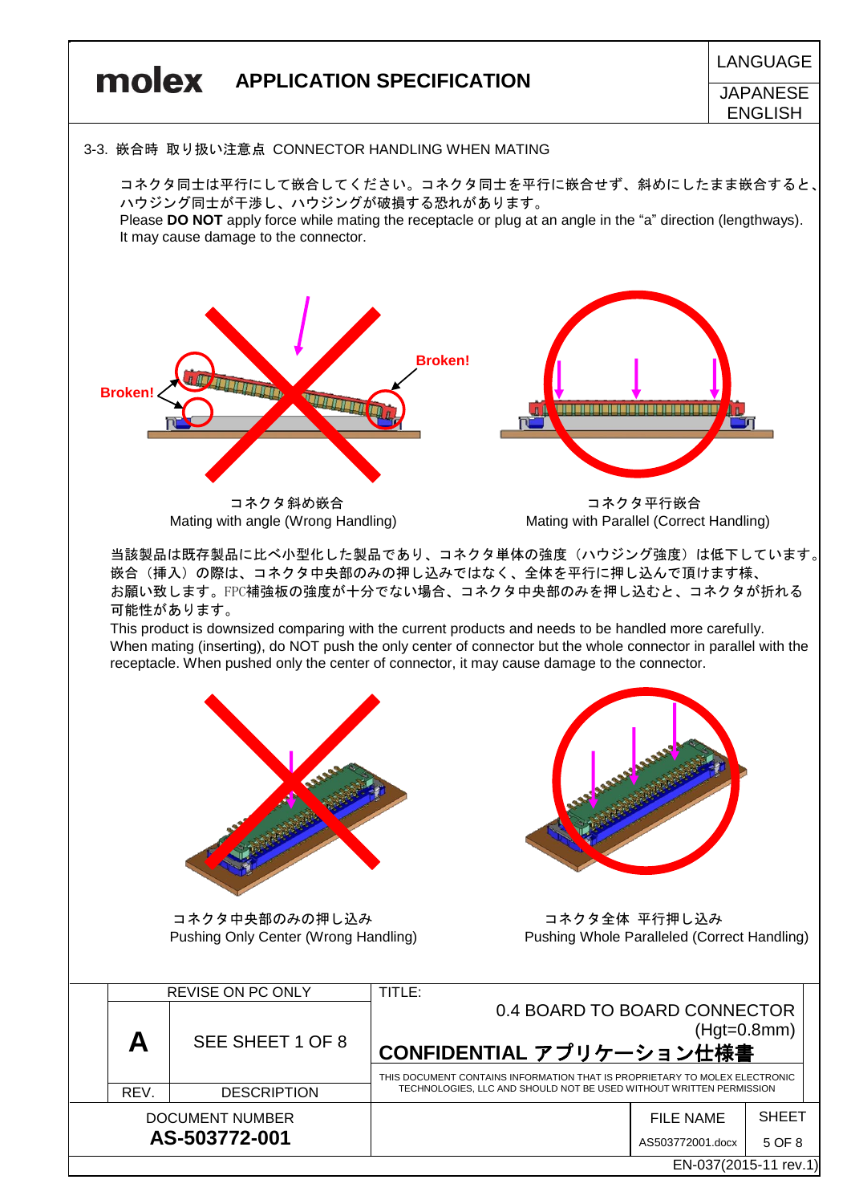## 3-3. 嵌合時 取り扱い注意点 CONNECTOR HANDLING WHEN MATING

コネクタ同士は平行にして嵌合してください。コネクタ同士を平行に嵌合せず、斜めにしたまま嵌合すると、ハウジング同士が干渉し、ハウジングが破損する恐れがあります。
Please **DO NOT** apply force while mating the receptacle or plug at an angle in the “a” direction (lengthways). It may cause damage to the connector.

Broken!

Broken!

コネクタ斜め嵌合
Mating with angle (Wrong Handling)

コネクタ平行嵌合
Mating with Parallel (Correct Handling)

当該製品は既存製品に比べ小型化した製品であり、コネクタ単体の強度（ハウジング強度）は低下しています。嵌合（挿入）の際は、コネクタ中央部のみの押し込みではなく、全体を平行に押し込んで頂けます様、お願い致します。FPC補強板の強度が十分でない場合、コネクタ中央部のみを押し込むと、コネクタが折れる可能性があります。
This product is downsized comparing with the current products and needs to be handled more carefully. When mating (inserting), do NOT push the only center of connector but the whole connector in parallel with the receptacle. When pushed only the center of connector, it may cause damage to the connector.

コネクタ中央部のみの押し込み
Pushing Only Center (Wrong Handling)

コネクタ全体 平行押し込み
Pushing Whole Paralleled (Correct Handling)

| REVISE ON PC ONLY | | TITLE: 0.4 BOARD TO BOARD CONNECTOR (Hgt=0.8mm) CONFIDENTIAL アプリケーション仕様書 | | |
|---|---|---|---|---|
| A | SEE SHEET 1 OF 8 | THIS DOCUMENT CONTAINS INFORMATION THAT IS PROPRIETARY TO MOLEX ELECTRONIC TECHNOLOGIES, LLC AND SHOULD NOT BE USED WITHOUT WRITTEN PERMISSION | | |
| REV. | DESCRIPTION | | | |
| DOCUMENT NUMBER **AS-503772-001** | | | FILE NAME AS503772001.docx | SHEET 5 OF 8 |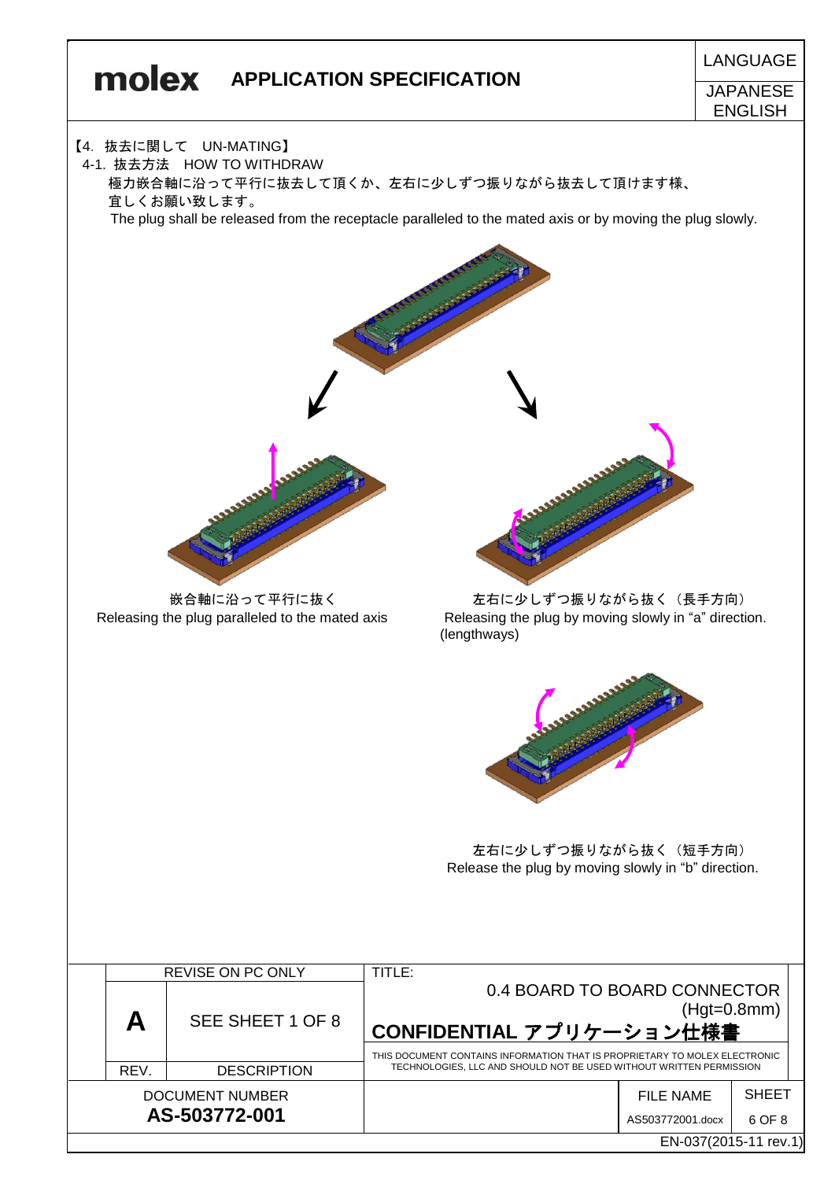【4. 抜去に関して UN-MATING】

4-1. 抜去方法 HOW TO WITHDRAW

極力嵌合軸に沿って平行に抜去して頂くか、左右に少しずつ振りながら抜去して頂けます様、宜しくお願い致します。

The plug shall be released from the receptacle paralleled to the mated axis or by moving the plug slowly.

嵌合軸に沿って平行に抜く
Releasing the plug paralleled to the mated axis

左右に少しずつ振りながら抜く（長手方向）
Releasing the plug by moving slowly in “a” direction. (lengthways)

左右に少しずつ振りながら抜く（短手方向）
Release the plug by moving slowly in “b” direction.

| REVISE ON PC ONLY | | TITLE: 0.4 BOARD TO BOARD CONNECTOR (Hgt=0.8mm) **CONFIDENTIAL アプリケーション仕様書** |
|---|---|---|
| A | SEE SHEET 1 OF 8 | THIS DOCUMENT CONTAINS INFORMATION THAT IS PROPRIETARY TO MOLEX ELECTRONIC TECHNOLOGIES, LLC AND SHOULD NOT BE USED WITHOUT WRITTEN PERMISSION |
| REV. | DESCRIPTION | |

| DOCUMENT NUMBER | FILE NAME | SHEET |
|---|---|---|
| **AS-503772-001** | AS503772001.docx | 6 OF 8 |

EN-037(2015-11 rev.1)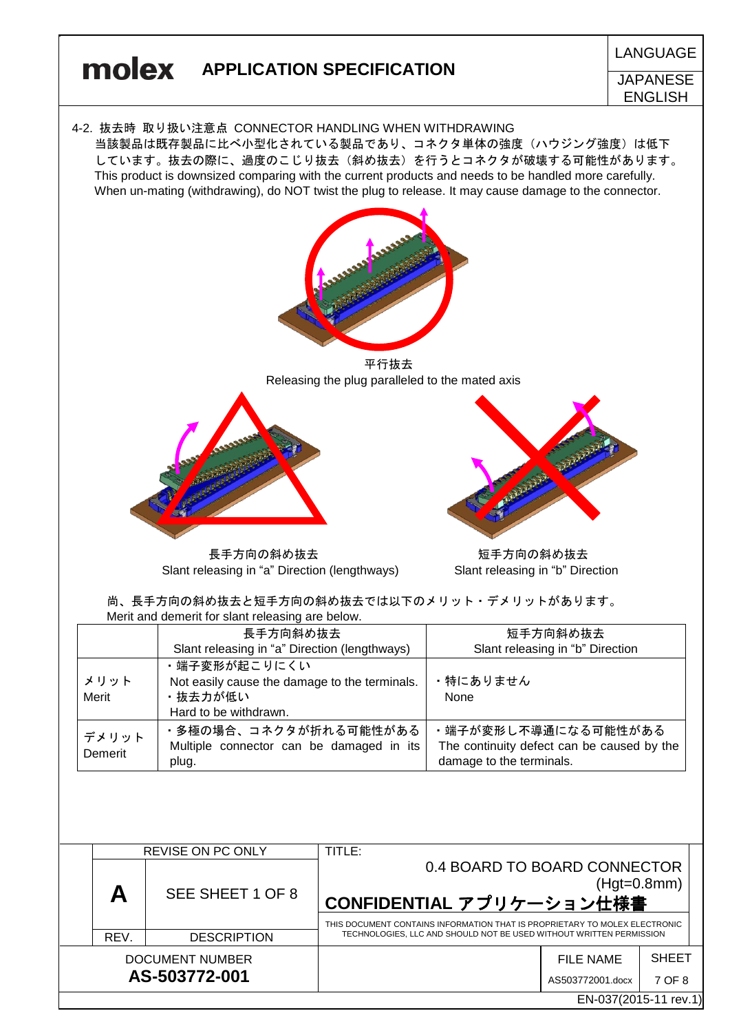## 4-2. 抜去時 取り扱い注意点 CONNECTOR HANDLING WHEN WITHDRAWING

当該製品は既存製品に比べ小型化されている製品であり、コネクタ単体の強度（ハウジング強度）は低下しています。抜去の際に、過度のこじり抜去（斜め抜去）を行うとコネクタが破壊する可能性があります。
This product is downsized comparing with the current products and needs to be handled more carefully.
When un-mating (withdrawing), do NOT twist the plug to release. It may cause damage to the connector.

平行抜去
Releasing the plug paralleled to the mated axis

長手方向の斜め抜去
Slant releasing in “a” Direction (lengthways)

短手方向の斜め抜去
Slant releasing in “b” Direction

尚、長手方向の斜め抜去と短手方向の斜め抜去では以下のメリット・デメリットがあります。
Merit and demerit for slant releasing are below.

| | 長手方向斜め抜去<br>Slant releasing in “a” Direction (lengthways) | 短手方向斜め抜去<br>Slant releasing in “b” Direction |
|---|---|---|
| メリット<br>Merit | ・端子変形が起こりにくい<br>Not easily cause the damage to the terminals.<br>・抜去力が低い<br>Hard to be withdrawn. | ・特にありません<br>None |
| デメリット<br>Demerit | ・多極の場合、コネクタが折れる可能性がある<br>Multiple connector can be damaged in its plug. | ・端子が変形し不導通になる可能性がある<br>The continuity defect can be caused by the damage to the terminals. |

| REVISE ON PC ONLY | | TITLE: 0.4 BOARD TO BOARD CONNECTOR (Hgt=0.8mm) CONFIDENTIAL アプリケーション仕様書 |
|---|---|---|
| A | SEE SHEET 1 OF 8 | THIS DOCUMENT CONTAINS INFORMATION THAT IS PROPRIETARY TO MOLEX ELECTRONIC TECHNOLOGIES, LLC AND SHOULD NOT BE USED WITHOUT WRITTEN PERMISSION |
| REV. | DESCRIPTION | |

| DOCUMENT NUMBER | FILE NAME | SHEET |
|---|---|---|
| AS-503772-001 | AS503772001.docx | 7 OF 8 |

EN-037(2015-11 rev.1)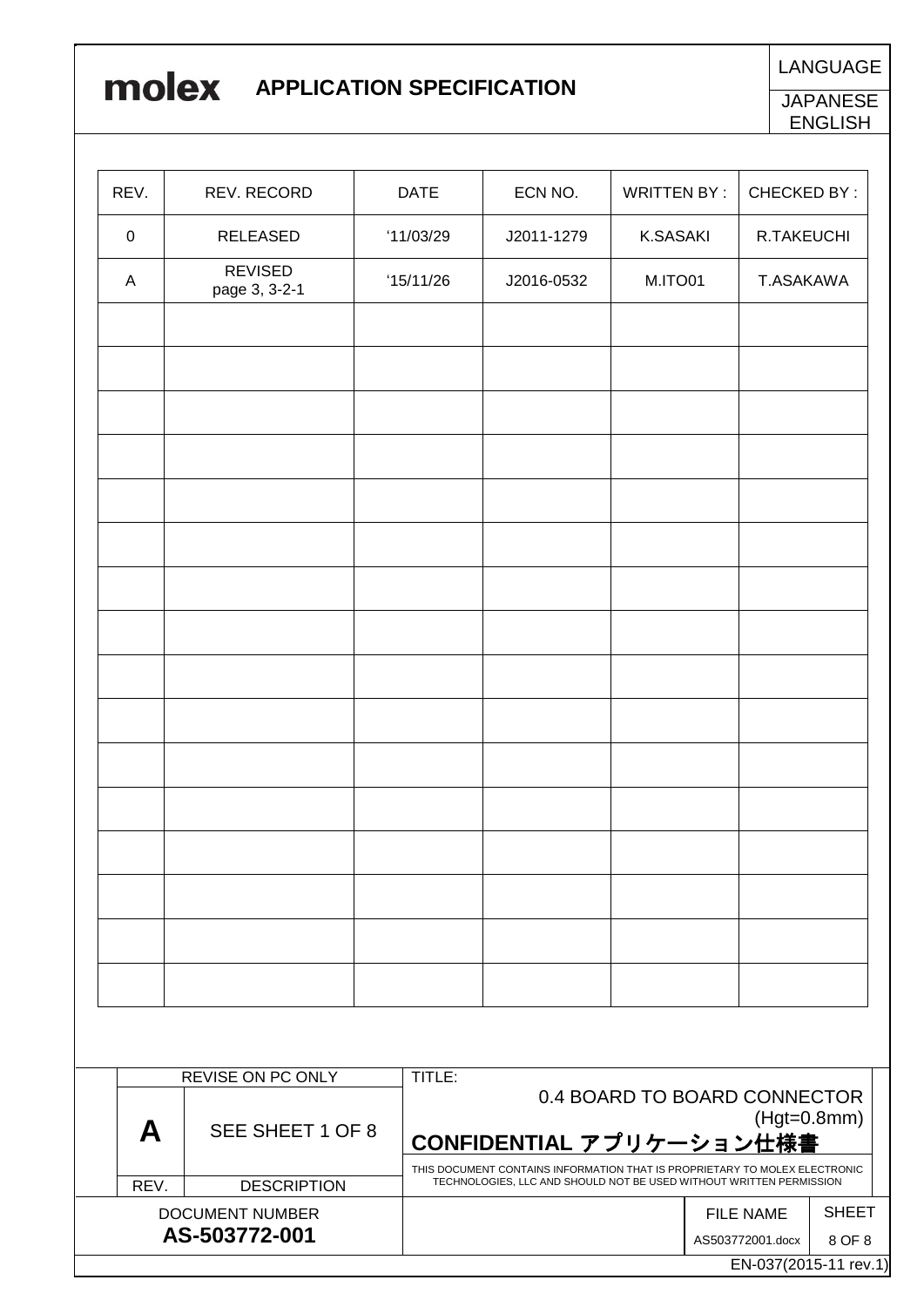| REV. | REV. RECORD | DATE | ECN NO. | WRITTEN BY : | CHECKED BY : |
|---|---|---|---|---|---|
| 0 | RELEASED | '11/03/29 | J2011-1279 | K.SASAKI | R.TAKEUCHI |
| A | REVISED page 3, 3-2-1 | '15/11/26 | J2016-0532 | M.ITO01 | T.ASAKAWA |
| | | | | | |
| | | | | | |
| | | | | | |
| | | | | | |
| | | | | | |
| | | | | | |
| | | | | | |
| | | | | | |
| | | | | | |
| | | | | | |
| | | | | | |
| | | | | | |
| | | | | | |
| | | | | | |
| | | | | | |